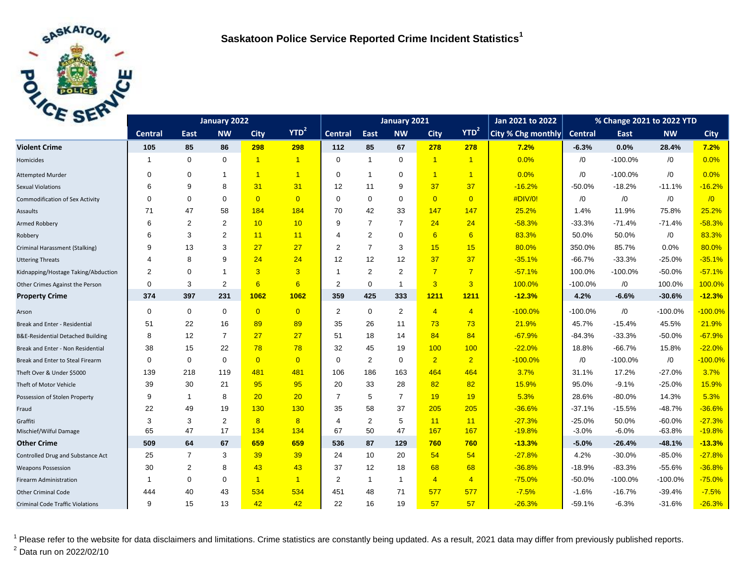# Saskatoon Police Service Reported Crime Incident Statistics[1]

| | January 2022 | | | | | January 2021 | | | | | Jan 2021 to 2022 | % Change 2021 to 2022 YTD | | | |
|---|---|---|---|---|---|---|---|---|---|---|---|---|---|---|---|
| | Central | East | NW | City | YTD[2] | Central | East | NW | City | YTD[2] | City % Chg monthly | Central | East | NW | City |
| **Violent Crime** | **105** | **85** | **86** | **298** | **298** | **112** | **85** | **67** | **278** | **278** | **7.2%** | **-6.3%** | **0.0%** | **28.4%** | **7.2%** |
| Homicides | 1 | 0 | 0 | 1 | 1 | 0 | 1 | 0 | 1 | 1 | 0.0% | /0 | -100.0% | /0 | 0.0% |
| Attempted Murder | 0 | 0 | 1 | 1 | 1 | 0 | 1 | 0 | 1 | 1 | 0.0% | /0 | -100.0% | /0 | 0.0% |
| Sexual Violations | 6 | 9 | 8 | 31 | 31 | 12 | 11 | 9 | 37 | 37 | -16.2% | -50.0% | -18.2% | -11.1% | -16.2% |
| Commodification of Sex Activity | 0 | 0 | 0 | 0 | 0 | 0 | 0 | 0 | 0 | 0 | #DIV/0! | /0 | /0 | /0 | /0 |
| Assaults | 71 | 47 | 58 | 184 | 184 | 70 | 42 | 33 | 147 | 147 | 25.2% | 1.4% | 11.9% | 75.8% | 25.2% |
| Armed Robbery | 6 | 2 | 2 | 10 | 10 | 9 | 7 | 7 | 24 | 24 | -58.3% | -33.3% | -71.4% | -71.4% | -58.3% |
| Robbery | 6 | 3 | 2 | 11 | 11 | 4 | 2 | 0 | 6 | 6 | 83.3% | 50.0% | 50.0% | /0 | 83.3% |
| Criminal Harassment (Stalking) | 9 | 13 | 3 | 27 | 27 | 2 | 7 | 3 | 15 | 15 | 80.0% | 350.0% | 85.7% | 0.0% | 80.0% |
| Uttering Threats | 4 | 8 | 9 | 24 | 24 | 12 | 12 | 12 | 37 | 37 | -35.1% | -66.7% | -33.3% | -25.0% | -35.1% |
| Kidnapping/Hostage Taking/Abduction | 2 | 0 | 1 | 3 | 3 | 1 | 2 | 2 | 7 | 7 | -57.1% | 100.0% | -100.0% | -50.0% | -57.1% |
| Other Crimes Against the Person | 0 | 3 | 2 | 6 | 6 | 2 | 0 | 1 | 3 | 3 | 100.0% | -100.0% | /0 | 100.0% | 100.0% |
| **Property Crime** | **374** | **397** | **231** | **1062** | **1062** | **359** | **425** | **333** | **1211** | **1211** | **-12.3%** | **4.2%** | **-6.6%** | **-30.6%** | **-12.3%** |
| Arson | 0 | 0 | 0 | 0 | 0 | 2 | 0 | 2 | 4 | 4 | -100.0% | -100.0% | /0 | -100.0% | -100.0% |
| Break and Enter - Residential | 51 | 22 | 16 | 89 | 89 | 35 | 26 | 11 | 73 | 73 | 21.9% | 45.7% | -15.4% | 45.5% | 21.9% |
| B&E-Residential Detached Building | 8 | 12 | 7 | 27 | 27 | 51 | 18 | 14 | 84 | 84 | -67.9% | -84.3% | -33.3% | -50.0% | -67.9% |
| Break and Enter - Non Residential | 38 | 15 | 22 | 78 | 78 | 32 | 45 | 19 | 100 | 100 | -22.0% | 18.8% | -66.7% | 15.8% | -22.0% |
| Break and Enter to Steal Firearm | 0 | 0 | 0 | 0 | 0 | 0 | 2 | 0 | 2 | 2 | -100.0% | /0 | -100.0% | /0 | -100.0% |
| Theft Over & Under $5000 | 139 | 218 | 119 | 481 | 481 | 106 | 186 | 163 | 464 | 464 | 3.7% | 31.1% | 17.2% | -27.0% | 3.7% |
| Theft of Motor Vehicle | 39 | 30 | 21 | 95 | 95 | 20 | 33 | 28 | 82 | 82 | 15.9% | 95.0% | -9.1% | -25.0% | 15.9% |
| Possession of Stolen Property | 9 | 1 | 8 | 20 | 20 | 7 | 5 | 7 | 19 | 19 | 5.3% | 28.6% | -80.0% | 14.3% | 5.3% |
| Fraud | 22 | 49 | 19 | 130 | 130 | 35 | 58 | 37 | 205 | 205 | -36.6% | -37.1% | -15.5% | -48.7% | -36.6% |
| Graffiti | 3 | 3 | 2 | 8 | 8 | 4 | 2 | 5 | 11 | 11 | -27.3% | -25.0% | 50.0% | -60.0% | -27.3% |
| Mischief/Wilful Damage | 65 | 47 | 17 | 134 | 134 | 67 | 50 | 47 | 167 | 167 | -19.8% | -3.0% | -6.0% | -63.8% | -19.8% |
| **Other Crime** | **509** | **64** | **67** | **659** | **659** | **536** | **87** | **129** | **760** | **760** | **-13.3%** | **-5.0%** | **-26.4%** | **-48.1%** | **-13.3%** |
| Controlled Drug and Substance Act | 25 | 7 | 3 | 39 | 39 | 24 | 10 | 20 | 54 | 54 | -27.8% | 4.2% | -30.0% | -85.0% | -27.8% |
| Weapons Possession | 30 | 2 | 8 | 43 | 43 | 37 | 12 | 18 | 68 | 68 | -36.8% | -18.9% | -83.3% | -55.6% | -36.8% |
| Firearm Administration | 1 | 0 | 0 | 1 | 1 | 2 | 1 | 1 | 4 | 4 | -75.0% | -50.0% | -100.0% | -100.0% | -75.0% |
| Other Criminal Code | 444 | 40 | 43 | 534 | 534 | 451 | 48 | 71 | 577 | 577 | -7.5% | -1.6% | -16.7% | -39.4% | -7.5% |
| Criminal Code Traffic Violations | 9 | 15 | 13 | 42 | 42 | 22 | 16 | 19 | 57 | 57 | -26.3% | -59.1% | -6.3% | -31.6% | -26.3% |

[1] Please refer to the website for data disclaimers and limitations. Crime statistics are constantly being updated. As a result, 2021 data may differ from previously published reports.

[2] Data run on 2022/02/10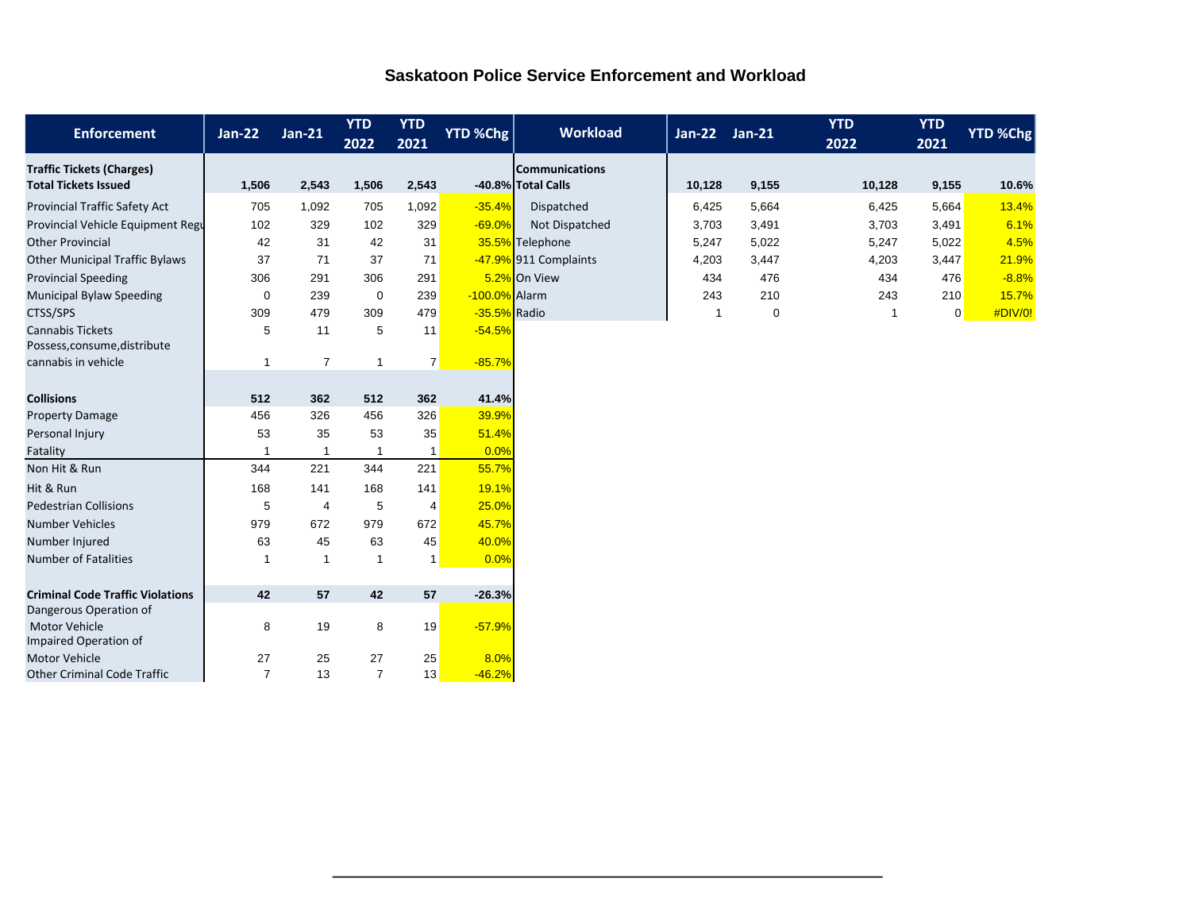# Saskatoon Police Service Enforcement and Workload

| Enforcement | Jan-22 | Jan-21 | YTD 2022 | YTD 2021 | YTD %Chg |
|---|---|---|---|---|---|
| **Traffic Tickets (Charges)** | | | | | |
| **Total Tickets Issued** | **1,506** | **2,543** | **1,506** | **2,543** | **-40.8%** |
| Provincial Traffic Safety Act | 705 | 1,092 | 705 | 1,092 | -35.4% |
| Provincial Vehicle Equipment Regu | 102 | 329 | 102 | 329 | -69.0% |
| Other Provincial | 42 | 31 | 42 | 31 | 35.5% |
| Other Municipal Traffic Bylaws | 37 | 71 | 37 | 71 | -47.9% |
| Provincial Speeding | 306 | 291 | 306 | 291 | 5.2% |
| Municipal Bylaw Speeding | 0 | 239 | 0 | 239 | -100.0% |
| CTSS/SPS | 309 | 479 | 309 | 479 | -35.5% |
| Cannabis Tickets | 5 | 11 | 5 | 11 | -54.5% |
| Possess,consume,distribute cannabis in vehicle | 1 | 7 | 1 | 7 | -85.7% |
| **Collisions** | **512** | **362** | **512** | **362** | **41.4%** |
| Property Damage | 456 | 326 | 456 | 326 | 39.9% |
| Personal Injury | 53 | 35 | 53 | 35 | 51.4% |
| Fatality | 1 | 1 | 1 | 1 | 0.0% |
| Non Hit & Run | 344 | 221 | 344 | 221 | 55.7% |
| Hit & Run | 168 | 141 | 168 | 141 | 19.1% |
| Pedestrian Collisions | 5 | 4 | 5 | 4 | 25.0% |
| Number Vehicles | 979 | 672 | 979 | 672 | 45.7% |
| Number Injured | 63 | 45 | 63 | 45 | 40.0% |
| Number of Fatalities | 1 | 1 | 1 | 1 | 0.0% |
| **Criminal Code Traffic Violations** | **42** | **57** | **42** | **57** | **-26.3%** |
| Dangerous Operation of Motor Vehicle | 8 | 19 | 8 | 19 | -57.9% |
| Impaired Operation of Motor Vehicle | 27 | 25 | 27 | 25 | 8.0% |
| Other Criminal Code Traffic | 7 | 13 | 7 | 13 | -46.2% |

| Workload | Jan-22 | Jan-21 | YTD 2022 | YTD 2021 | YTD %Chg |
|---|---|---|---|---|---|
| **Communications** | | | | | |
| **Total Calls** | **10,128** | **9,155** | **10,128** | **9,155** | **10.6%** |
| Dispatched | 6,425 | 5,664 | 6,425 | 5,664 | 13.4% |
| Not Dispatched | 3,703 | 3,491 | 3,703 | 3,491 | 6.1% |
| Telephone | 5,247 | 5,022 | 5,247 | 5,022 | 4.5% |
| 911 Complaints | 4,203 | 3,447 | 4,203 | 3,447 | 21.9% |
| On View | 434 | 476 | 434 | 476 | -8.8% |
| Alarm | 243 | 210 | 243 | 210 | 15.7% |
| Radio | 1 | 0 | 1 | 0 | #DIV/0! |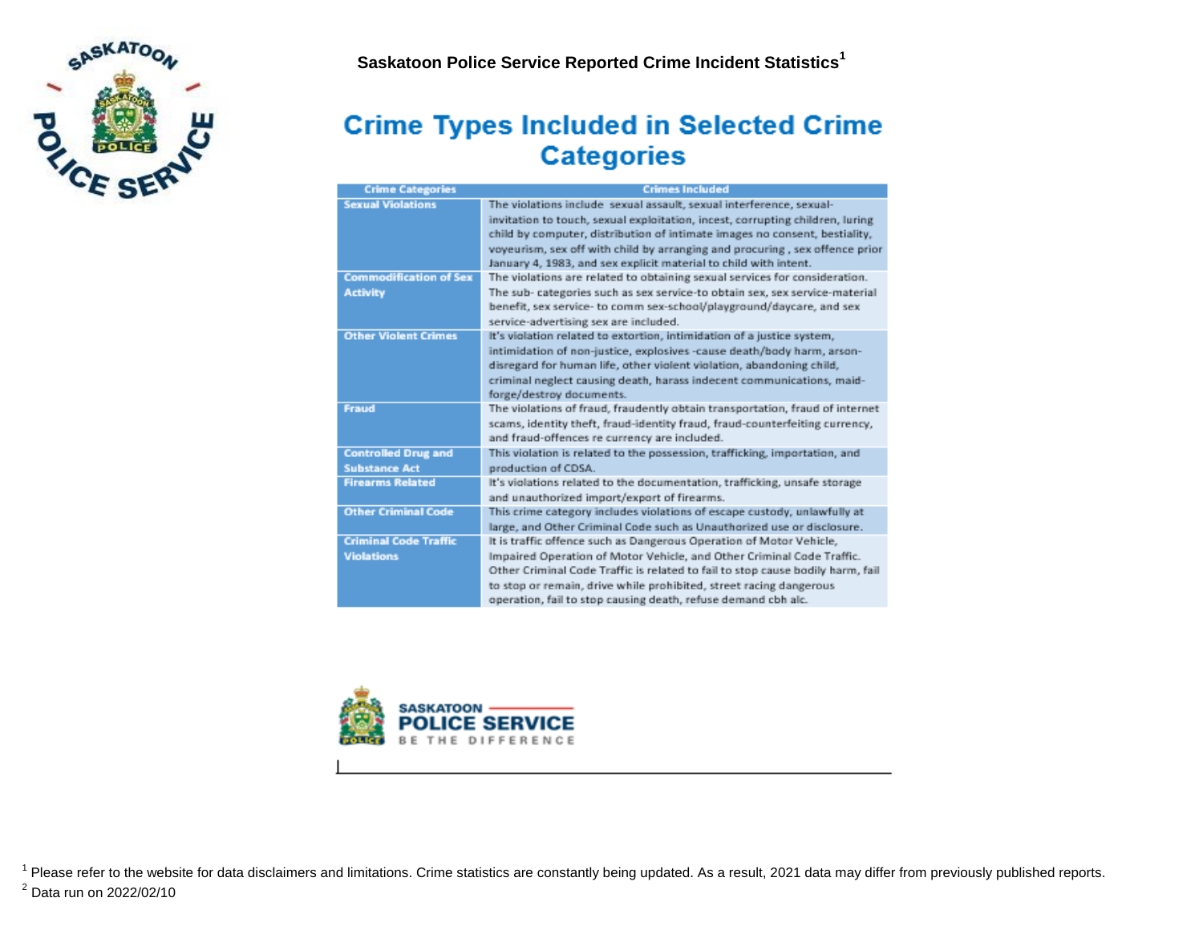**Saskatoon Police Service Reported Crime Incident Statistics**[1]

# Crime Types Included in Selected Crime Categories

| Crime Categories | Crimes Included |
|---|---|
| Sexual Violations | The violations include sexual assault, sexual interference, sexual-invitation to touch, sexual exploitation, incest, corrupting children, luring child by computer, distribution of intimate images no consent, bestiality, voyeurism, sex off with child by arranging and procuring , sex offence prior January 4, 1983, and sex explicit material to child with intent. |
| Commodification of Sex Activity | The violations are related to obtaining sexual services for consideration. The sub- categories such as sex service-to obtain sex, sex service-material benefit, sex service- to comm sex-school/playground/daycare, and sex service-advertising sex are included. |
| Other Violent Crimes | It's violation related to extortion, intimidation of a justice system, intimidation of non-justice, explosives -cause death/body harm, arson-disregard for human life, other violent violation, abandoning child, criminal neglect causing death, harass indecent communications, maid-forge/destroy documents. |
| Fraud | The violations of fraud, fraudently obtain transportation, fraud of internet scams, identity theft, fraud-identity fraud, fraud-counterfeiting currency, and fraud-offences re currency are included. |
| Controlled Drug and Substance Act | This violation is related to the possession, trafficking, importation, and production of CDSA. |
| Firearms Related | It's violations related to the documentation, trafficking, unsafe storage and unauthorized import/export of firearms. |
| Other Criminal Code | This crime category includes violations of escape custody, unlawfully at large, and Other Criminal Code such as Unauthorized use or disclosure. |
| Criminal Code Traffic Violations | It is traffic offence such as Dangerous Operation of Motor Vehicle, Impaired Operation of Motor Vehicle, and Other Criminal Code Traffic. Other Criminal Code Traffic is related to fail to stop cause bodily harm, fail to stop or remain, drive while prohibited, street racing dangerous operation, fail to stop causing death, refuse demand cbh alc. |

SASKATOON POLICE SERVICE
BE THE DIFFERENCE

[1] Please refer to the website for data disclaimers and limitations. Crime statistics are constantly being updated. As a result, 2021 data may differ from previously published reports.
[2] Data run on 2022/02/10